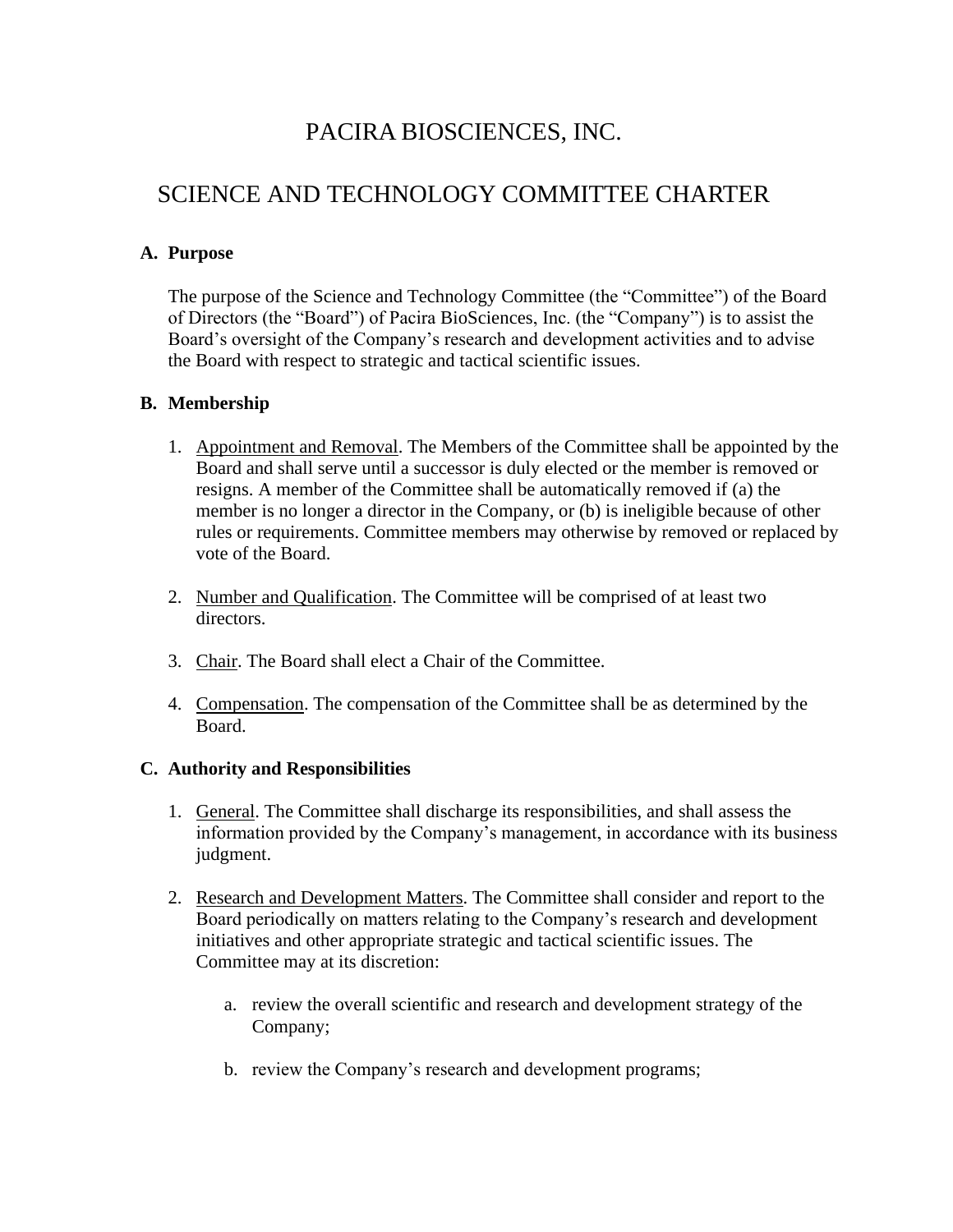# PACIRA BIOSCIENCES, INC.

# SCIENCE AND TECHNOLOGY COMMITTEE CHARTER

## A. Purpose

The purpose of the Science and Technology Committee (the "Committee") of the Board of Directors (the "Board") of Pacira BioSciences, Inc. (the "Company") is to assist the Board's oversight of the Company's research and development activities and to advise the Board with respect to strategic and tactical scientific issues.

## B. Membership

1. Appointment and Removal. The Members of the Committee shall be appointed by the Board and shall serve until a successor is duly elected or the member is removed or resigns. A member of the Committee shall be automatically removed if (a) the member is no longer a director in the Company, or (b) is ineligible because of other rules or requirements. Committee members may otherwise by removed or replaced by vote of the Board.

2. Number and Qualification. The Committee will be comprised of at least two directors.

3. Chair. The Board shall elect a Chair of the Committee.

4. Compensation. The compensation of the Committee shall be as determined by the Board.

## C. Authority and Responsibilities

1. General. The Committee shall discharge its responsibilities, and shall assess the information provided by the Company's management, in accordance with its business judgment.

2. Research and Development Matters. The Committee shall consider and report to the Board periodically on matters relating to the Company's research and development initiatives and other appropriate strategic and tactical scientific issues. The Committee may at its discretion:

    a. review the overall scientific and research and development strategy of the Company;

    b. review the Company's research and development programs;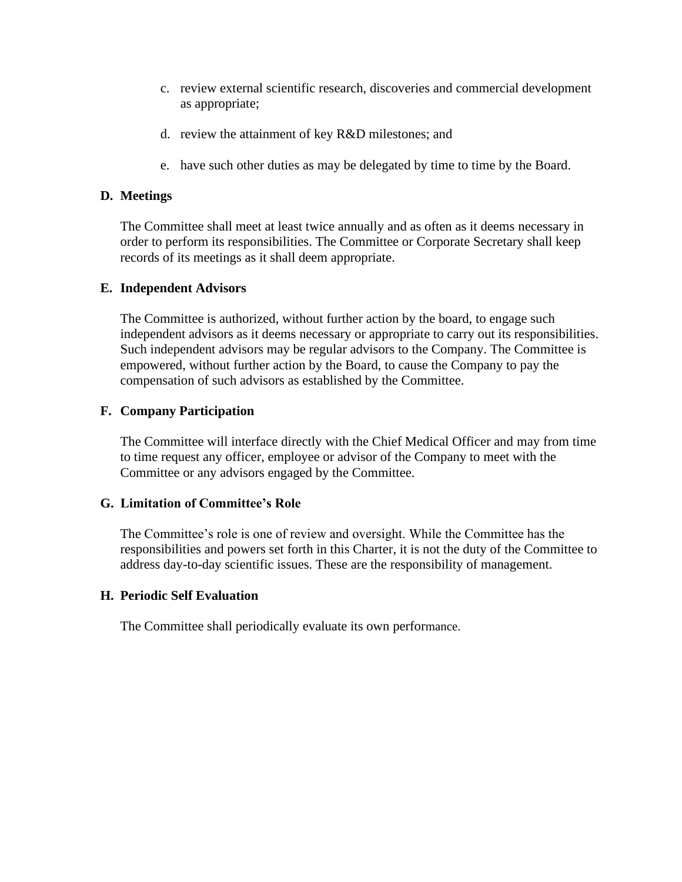c. review external scientific research, discoveries and commercial development as appropriate;

d. review the attainment of key R&D milestones; and

e. have such other duties as may be delegated by time to time by the Board.

**D. Meetings**

The Committee shall meet at least twice annually and as often as it deems necessary in order to perform its responsibilities. The Committee or Corporate Secretary shall keep records of its meetings as it shall deem appropriate.

**E. Independent Advisors**

The Committee is authorized, without further action by the board, to engage such independent advisors as it deems necessary or appropriate to carry out its responsibilities. Such independent advisors may be regular advisors to the Company. The Committee is empowered, without further action by the Board, to cause the Company to pay the compensation of such advisors as established by the Committee.

**F. Company Participation**

The Committee will interface directly with the Chief Medical Officer and may from time to time request any officer, employee or advisor of the Company to meet with the Committee or any advisors engaged by the Committee.

**G. Limitation of Committee's Role**

The Committee's role is one of review and oversight. While the Committee has the responsibilities and powers set forth in this Charter, it is not the duty of the Committee to address day-to-day scientific issues. These are the responsibility of management.

**H. Periodic Self Evaluation**

The Committee shall periodically evaluate its own performance.